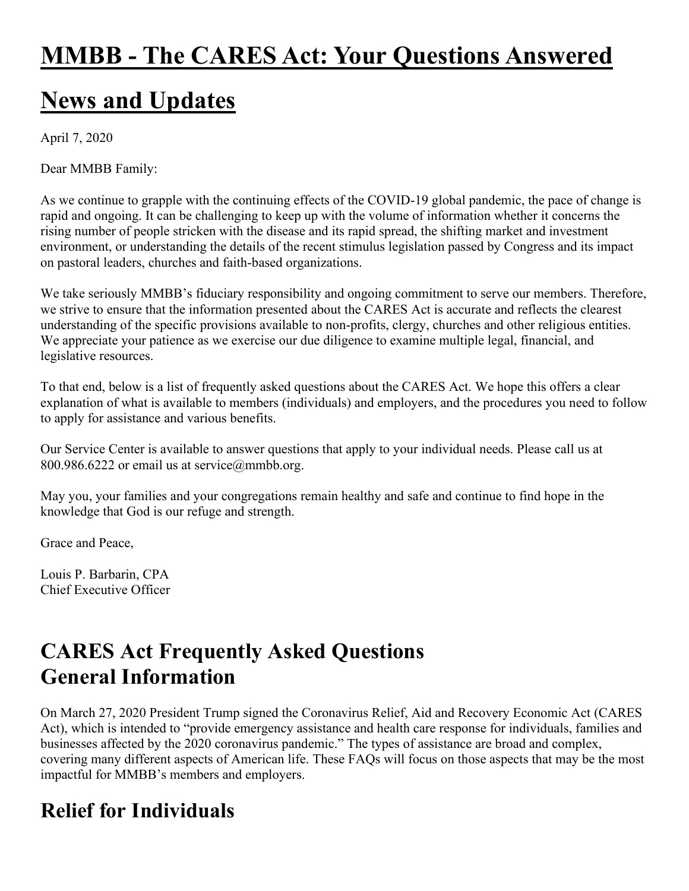# MMBB - The CARES Act: Your Questions Answered

# News and Updates

April 7, 2020

Dear MMBB Family:

As we continue to grapple with the continuing effects of the COVID-19 global pandemic, the pace of change is rapid and ongoing. It can be challenging to keep up with the volume of information whether it concerns the rising number of people stricken with the disease and its rapid spread, the shifting market and investment environment, or understanding the details of the recent stimulus legislation passed by Congress and its impact on pastoral leaders, churches and faith-based organizations.

We take seriously MMBB's fiduciary responsibility and ongoing commitment to serve our members. Therefore, we strive to ensure that the information presented about the CARES Act is accurate and reflects the clearest understanding of the specific provisions available to non-profits, clergy, churches and other religious entities. We appreciate your patience as we exercise our due diligence to examine multiple legal, financial, and legislative resources.

To that end, below is a list of frequently asked questions about the CARES Act. We hope this offers a clear explanation of what is available to members (individuals) and employers, and the procedures you need to follow to apply for assistance and various benefits.

Our Service Center is available to answer questions that apply to your individual needs. Please call us at 800.986.6222 or email us at service@mmbb.org.

May you, your families and your congregations remain healthy and safe and continue to find hope in the knowledge that God is our refuge and strength.

Grace and Peace,

Louis P. Barbarin, CPA
Chief Executive Officer

## CARES Act Frequently Asked Questions
## General Information

On March 27, 2020 President Trump signed the Coronavirus Relief, Aid and Recovery Economic Act (CARES Act), which is intended to "provide emergency assistance and health care response for individuals, families and businesses affected by the 2020 coronavirus pandemic." The types of assistance are broad and complex, covering many different aspects of American life. These FAQs will focus on those aspects that may be the most impactful for MMBB's members and employers.

## Relief for Individuals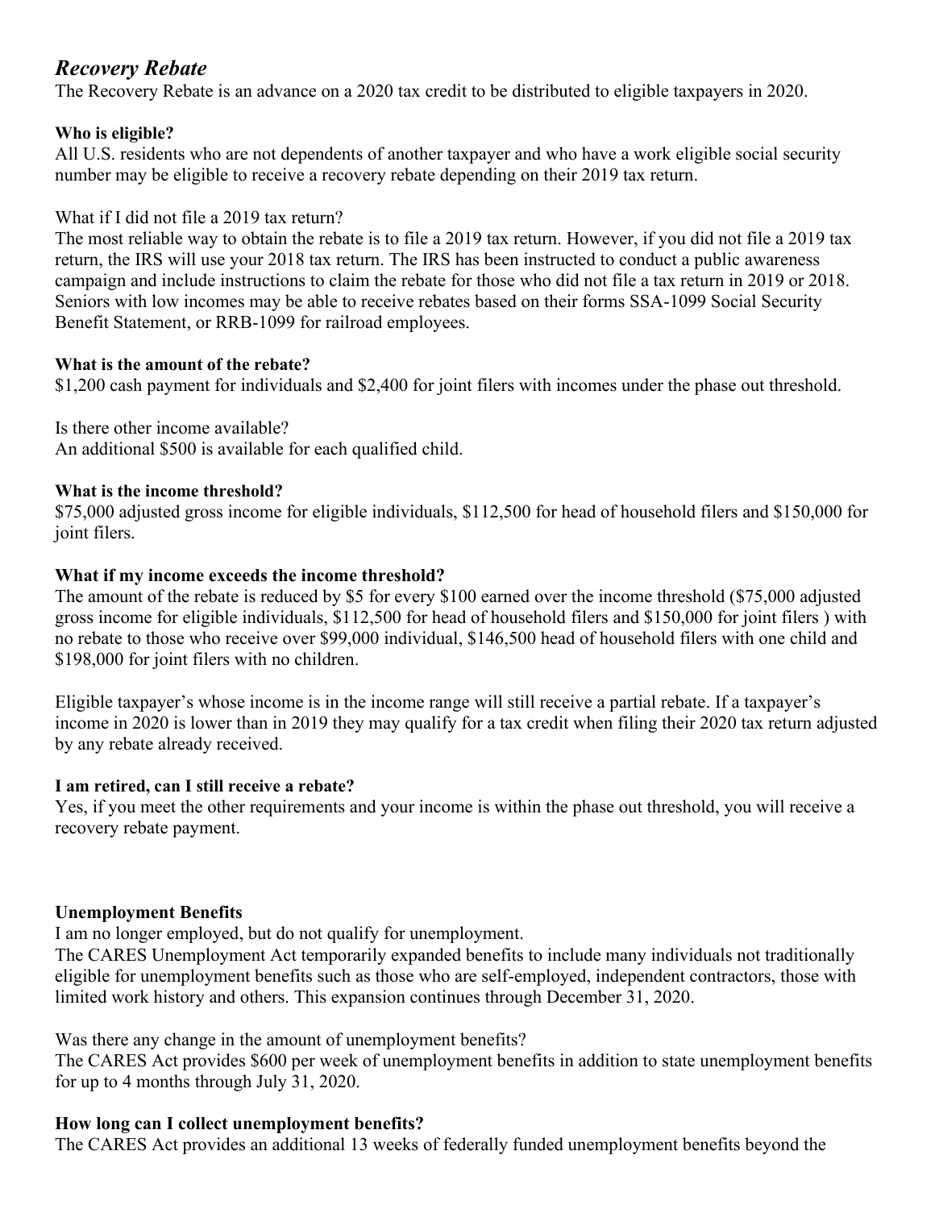## *Recovery Rebate*

The Recovery Rebate is an advance on a 2020 tax credit to be distributed to eligible taxpayers in 2020.

**Who is eligible?**

All U.S. residents who are not dependents of another taxpayer and who have a work eligible social security number may be eligible to receive a recovery rebate depending on their 2019 tax return.

What if I did not file a 2019 tax return?

The most reliable way to obtain the rebate is to file a 2019 tax return. However, if you did not file a 2019 tax return, the IRS will use your 2018 tax return. The IRS has been instructed to conduct a public awareness campaign and include instructions to claim the rebate for those who did not file a tax return in 2019 or 2018. Seniors with low incomes may be able to receive rebates based on their forms SSA-1099 Social Security Benefit Statement, or RRB-1099 for railroad employees.

**What is the amount of the rebate?**

$1,200 cash payment for individuals and $2,400 for joint filers with incomes under the phase out threshold.

Is there other income available?

An additional $500 is available for each qualified child.

**What is the income threshold?**

$75,000 adjusted gross income for eligible individuals, $112,500 for head of household filers and $150,000 for joint filers.

**What if my income exceeds the income threshold?**

The amount of the rebate is reduced by $5 for every $100 earned over the income threshold ($75,000 adjusted gross income for eligible individuals, $112,500 for head of household filers and $150,000 for joint filers ) with no rebate to those who receive over $99,000 individual, $146,500 head of household filers with one child and $198,000 for joint filers with no children.

Eligible taxpayer's whose income is in the income range will still receive a partial rebate. If a taxpayer's income in 2020 is lower than in 2019 they may qualify for a tax credit when filing their 2020 tax return adjusted by any rebate already received.

**I am retired, can I still receive a rebate?**

Yes, if you meet the other requirements and your income is within the phase out threshold, you will receive a recovery rebate payment.

**Unemployment Benefits**

I am no longer employed, but do not qualify for unemployment.

The CARES Unemployment Act temporarily expanded benefits to include many individuals not traditionally eligible for unemployment benefits such as those who are self-employed, independent contractors, those with limited work history and others. This expansion continues through December 31, 2020.

Was there any change in the amount of unemployment benefits?

The CARES Act provides $600 per week of unemployment benefits in addition to state unemployment benefits for up to 4 months through July 31, 2020.

**How long can I collect unemployment benefits?**

The CARES Act provides an additional 13 weeks of federally funded unemployment benefits beyond the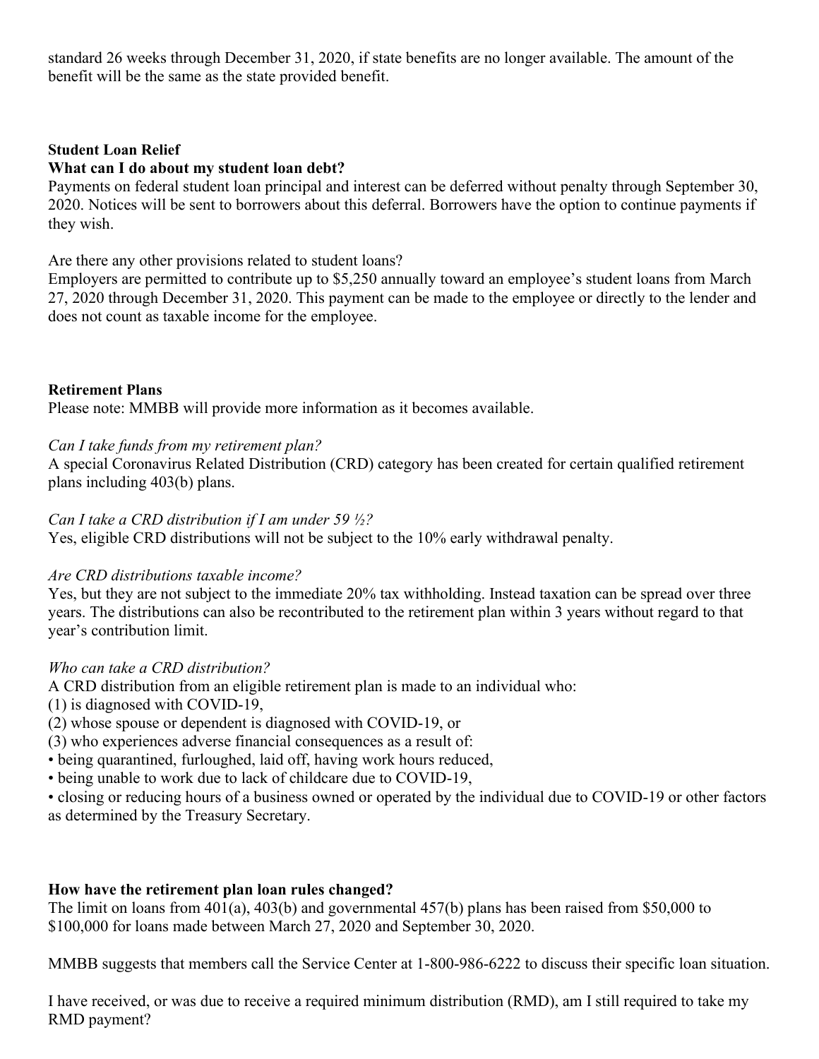standard 26 weeks through December 31, 2020, if state benefits are no longer available. The amount of the benefit will be the same as the state provided benefit.

**Student Loan Relief**

**What can I do about my student loan debt?**

Payments on federal student loan principal and interest can be deferred without penalty through September 30, 2020. Notices will be sent to borrowers about this deferral. Borrowers have the option to continue payments if they wish.

Are there any other provisions related to student loans?

Employers are permitted to contribute up to $5,250 annually toward an employee's student loans from March 27, 2020 through December 31, 2020. This payment can be made to the employee or directly to the lender and does not count as taxable income for the employee.

**Retirement Plans**

Please note: MMBB will provide more information as it becomes available.

*Can I take funds from my retirement plan?*

A special Coronavirus Related Distribution (CRD) category has been created for certain qualified retirement plans including 403(b) plans.

*Can I take a CRD distribution if I am under 59 ½?*

Yes, eligible CRD distributions will not be subject to the 10% early withdrawal penalty.

*Are CRD distributions taxable income?*

Yes, but they are not subject to the immediate 20% tax withholding. Instead taxation can be spread over three years. The distributions can also be recontributed to the retirement plan within 3 years without regard to that year's contribution limit.

*Who can take a CRD distribution?*

A CRD distribution from an eligible retirement plan is made to an individual who:
(1) is diagnosed with COVID-19,
(2) whose spouse or dependent is diagnosed with COVID-19, or
(3) who experiences adverse financial consequences as a result of:
- being quarantined, furloughed, laid off, having work hours reduced,
- being unable to work due to lack of childcare due to COVID-19,
- closing or reducing hours of a business owned or operated by the individual due to COVID-19 or other factors as determined by the Treasury Secretary.

**How have the retirement plan loan rules changed?**

The limit on loans from 401(a), 403(b) and governmental 457(b) plans has been raised from $50,000 to $100,000 for loans made between March 27, 2020 and September 30, 2020.

MMBB suggests that members call the Service Center at 1-800-986-6222 to discuss their specific loan situation.

I have received, or was due to receive a required minimum distribution (RMD), am I still required to take my RMD payment?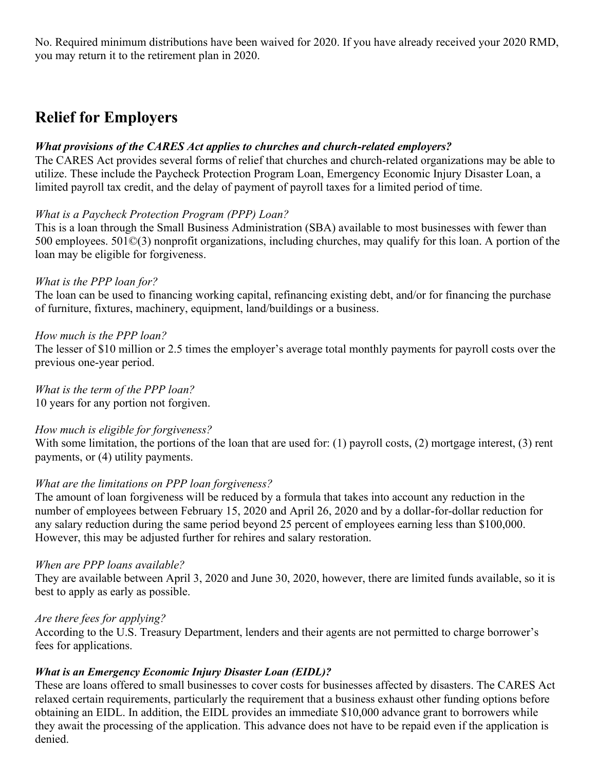No. Required minimum distributions have been waived for 2020. If you have already received your 2020 RMD, you may return it to the retirement plan in 2020.

## Relief for Employers

***What provisions of the CARES Act applies to churches and church-related employers?***
The CARES Act provides several forms of relief that churches and church-related organizations may be able to utilize. These include the Paycheck Protection Program Loan, Emergency Economic Injury Disaster Loan, a limited payroll tax credit, and the delay of payment of payroll taxes for a limited period of time.

*What is a Paycheck Protection Program (PPP) Loan?*
This is a loan through the Small Business Administration (SBA) available to most businesses with fewer than 500 employees. 501©(3) nonprofit organizations, including churches, may qualify for this loan. A portion of the loan may be eligible for forgiveness.

*What is the PPP loan for?*
The loan can be used to financing working capital, refinancing existing debt, and/or for financing the purchase of furniture, fixtures, machinery, equipment, land/buildings or a business.

*How much is the PPP loan?*
The lesser of $10 million or 2.5 times the employer's average total monthly payments for payroll costs over the previous one-year period.

*What is the term of the PPP loan?*
10 years for any portion not forgiven.

*How much is eligible for forgiveness?*
With some limitation, the portions of the loan that are used for: (1) payroll costs, (2) mortgage interest, (3) rent payments, or (4) utility payments.

*What are the limitations on PPP loan forgiveness?*
The amount of loan forgiveness will be reduced by a formula that takes into account any reduction in the number of employees between February 15, 2020 and April 26, 2020 and by a dollar-for-dollar reduction for any salary reduction during the same period beyond 25 percent of employees earning less than $100,000. However, this may be adjusted further for rehires and salary restoration.

*When are PPP loans available?*
They are available between April 3, 2020 and June 30, 2020, however, there are limited funds available, so it is best to apply as early as possible.

*Are there fees for applying?*
According to the U.S. Treasury Department, lenders and their agents are not permitted to charge borrower's fees for applications.

***What is an Emergency Economic Injury Disaster Loan (EIDL)?***
These are loans offered to small businesses to cover costs for businesses affected by disasters. The CARES Act relaxed certain requirements, particularly the requirement that a business exhaust other funding options before obtaining an EIDL. In addition, the EIDL provides an immediate $10,000 advance grant to borrowers while they await the processing of the application. This advance does not have to be repaid even if the application is denied.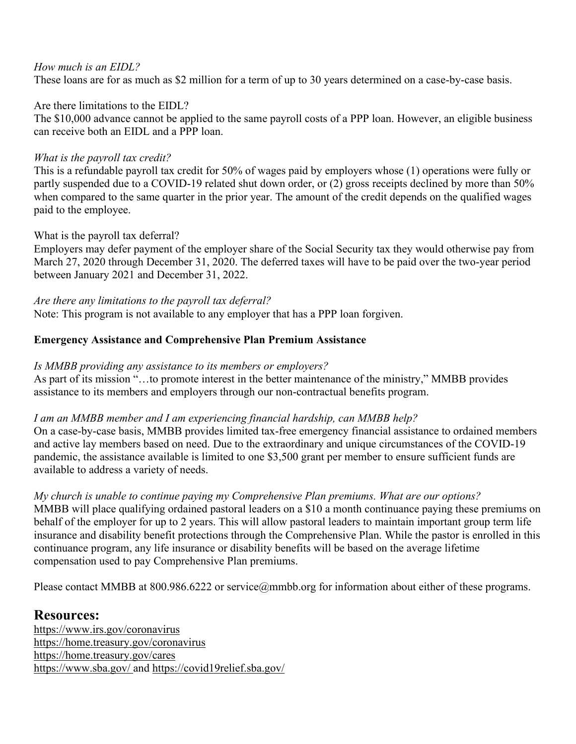*How much is an EIDL?*
These loans are for as much as $2 million for a term of up to 30 years determined on a case-by-case basis.

Are there limitations to the EIDL?
The $10,000 advance cannot be applied to the same payroll costs of a PPP loan. However, an eligible business can receive both an EIDL and a PPP loan.

*What is the payroll tax credit?*
This is a refundable payroll tax credit for 50% of wages paid by employers whose (1) operations were fully or partly suspended due to a COVID-19 related shut down order, or (2) gross receipts declined by more than 50% when compared to the same quarter in the prior year. The amount of the credit depends on the qualified wages paid to the employee.

What is the payroll tax deferral?
Employers may defer payment of the employer share of the Social Security tax they would otherwise pay from March 27, 2020 through December 31, 2020. The deferred taxes will have to be paid over the two-year period between January 2021 and December 31, 2022.

*Are there any limitations to the payroll tax deferral?*
Note: This program is not available to any employer that has a PPP loan forgiven.

**Emergency Assistance and Comprehensive Plan Premium Assistance**

*Is MMBB providing any assistance to its members or employers?*
As part of its mission "…to promote interest in the better maintenance of the ministry," MMBB provides assistance to its members and employers through our non-contractual benefits program.

*I am an MMBB member and I am experiencing financial hardship, can MMBB help?*
On a case-by-case basis, MMBB provides limited tax-free emergency financial assistance to ordained members and active lay members based on need. Due to the extraordinary and unique circumstances of the COVID-19 pandemic, the assistance available is limited to one $3,500 grant per member to ensure sufficient funds are available to address a variety of needs.

*My church is unable to continue paying my Comprehensive Plan premiums. What are our options?*
MMBB will place qualifying ordained pastoral leaders on a $10 a month continuance paying these premiums on behalf of the employer for up to 2 years. This will allow pastoral leaders to maintain important group term life insurance and disability benefit protections through the Comprehensive Plan. While the pastor is enrolled in this continuance program, any life insurance or disability benefits will be based on the average lifetime compensation used to pay Comprehensive Plan premiums.

Please contact MMBB at 800.986.6222 or service@mmbb.org for information about either of these programs.

## Resources:

https://www.irs.gov/coronavirus
https://home.treasury.gov/coronavirus
https://home.treasury.gov/cares
https://www.sba.gov/ and https://covid19relief.sba.gov/